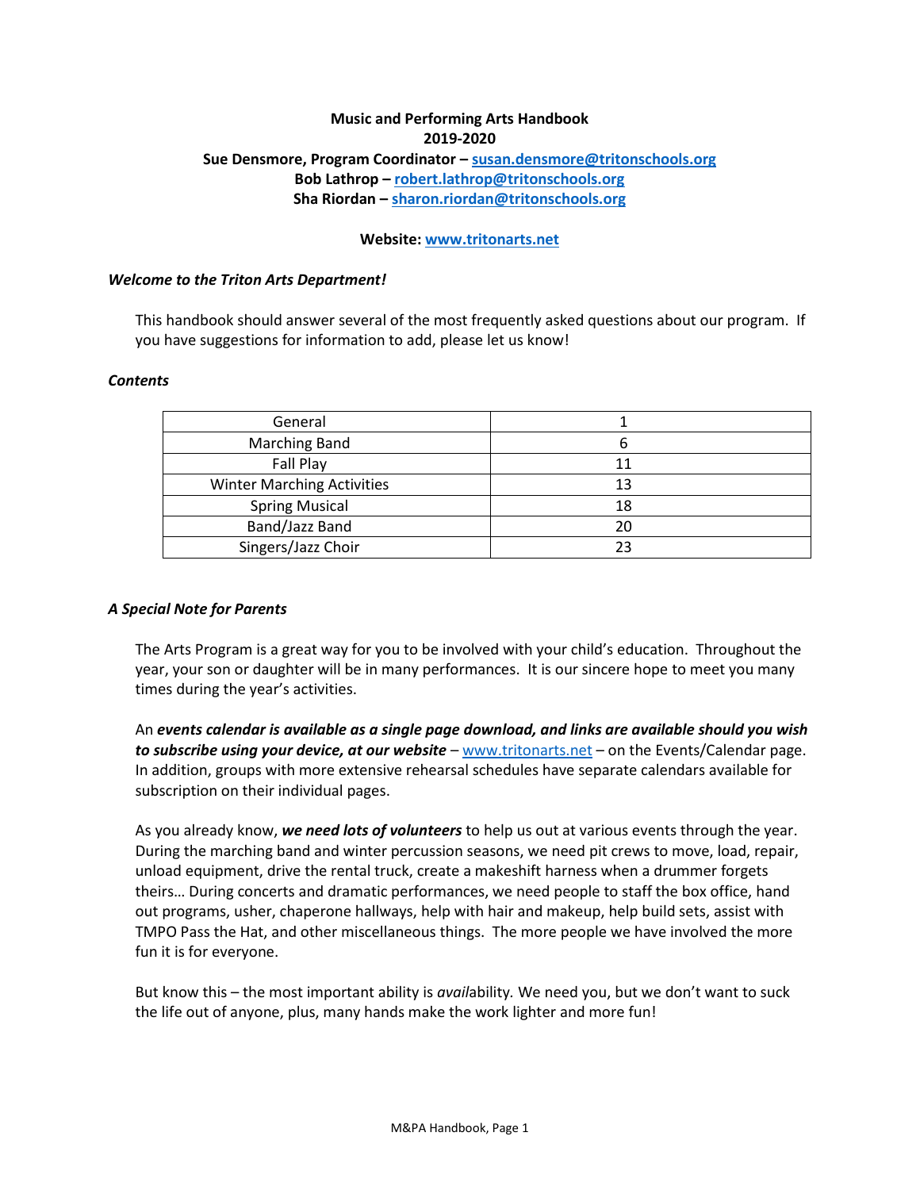**Music and Performing Arts Handbook**
**2019-2020**
**Sue Densmore, Program Coordinator – susan.densmore@tritonschools.org**
**Bob Lathrop – robert.lathrop@tritonschools.org**
**Sha Riordan – sharon.riordan@tritonschools.org**

**Website: www.tritonarts.net**

### *Welcome to the Triton Arts Department!*

This handbook should answer several of the most frequently asked questions about our program. If you have suggestions for information to add, please let us know!

### *Contents*

| | |
|---|---|
| General | 1 |
| Marching Band | 6 |
| Fall Play | 11 |
| Winter Marching Activities | 13 |
| Spring Musical | 18 |
| Band/Jazz Band | 20 |
| Singers/Jazz Choir | 23 |

### *A Special Note for Parents*

The Arts Program is a great way for you to be involved with your child's education. Throughout the year, your son or daughter will be in many performances. It is our sincere hope to meet you many times during the year's activities.

An ***events calendar is available as a single page download, and links are available should you wish to subscribe using your device, at our website*** – www.tritonarts.net – on the Events/Calendar page. In addition, groups with more extensive rehearsal schedules have separate calendars available for subscription on their individual pages.

As you already know, ***we need lots of volunteers*** to help us out at various events through the year. During the marching band and winter percussion seasons, we need pit crews to move, load, repair, unload equipment, drive the rental truck, create a makeshift harness when a drummer forgets theirs… During concerts and dramatic performances, we need people to staff the box office, hand out programs, usher, chaperone hallways, help with hair and makeup, help build sets, assist with TMPO Pass the Hat, and other miscellaneous things. The more people we have involved the more fun it is for everyone.

But know this – the most important ability is *avail*ability. We need you, but we don't want to suck the life out of anyone, plus, many hands make the work lighter and more fun!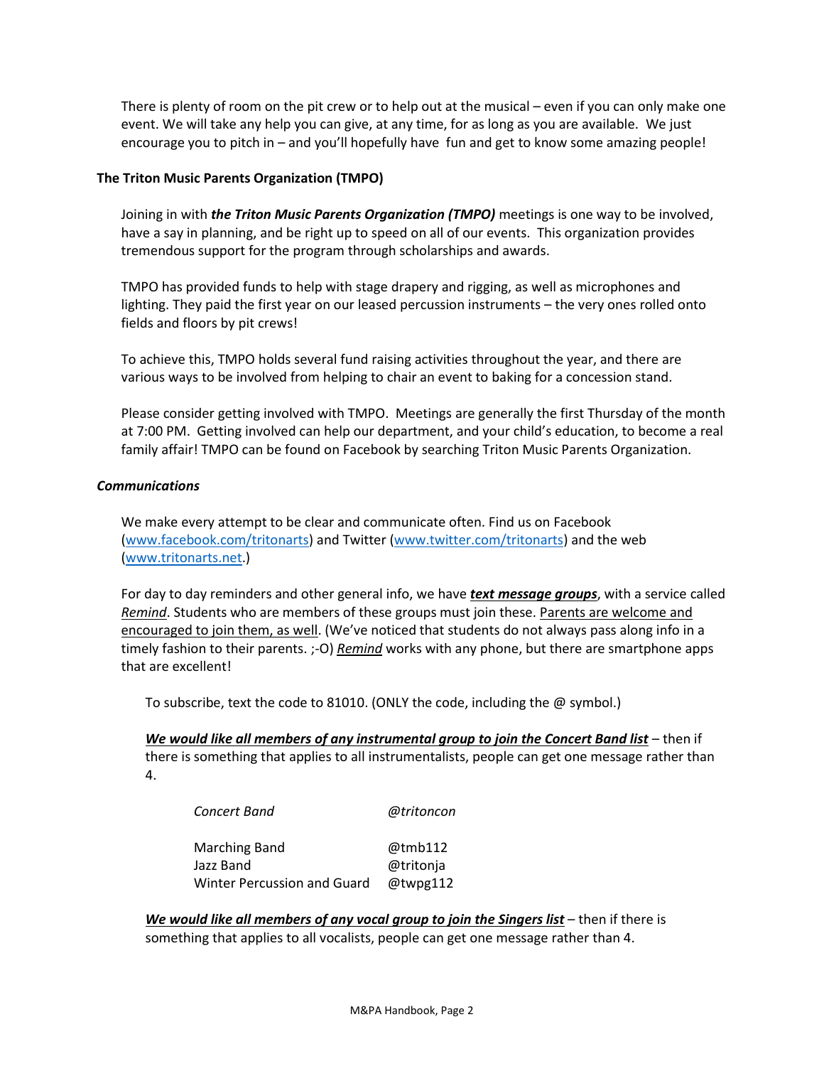There is plenty of room on the pit crew or to help out at the musical – even if you can only make one event. We will take any help you can give, at any time, for as long as you are available. We just encourage you to pitch in – and you'll hopefully have fun and get to know some amazing people!

**The Triton Music Parents Organization (TMPO)**

Joining in with ***the Triton Music Parents Organization (TMPO)*** meetings is one way to be involved, have a say in planning, and be right up to speed on all of our events. This organization provides tremendous support for the program through scholarships and awards.

TMPO has provided funds to help with stage drapery and rigging, as well as microphones and lighting. They paid the first year on our leased percussion instruments – the very ones rolled onto fields and floors by pit crews!

To achieve this, TMPO holds several fund raising activities throughout the year, and there are various ways to be involved from helping to chair an event to baking for a concession stand.

Please consider getting involved with TMPO. Meetings are generally the first Thursday of the month at 7:00 PM. Getting involved can help our department, and your child's education, to become a real family affair! TMPO can be found on Facebook by searching Triton Music Parents Organization.

***Communications***

We make every attempt to be clear and communicate often. Find us on Facebook (www.facebook.com/tritonarts) and Twitter (www.twitter.com/tritonarts) and the web (www.tritonarts.net.)

For day to day reminders and other general info, we have ***text message groups***, with a service called *Remind*. Students who are members of these groups must join these. Parents are welcome and encouraged to join them, as well. (We've noticed that students do not always pass along info in a timely fashion to their parents. ;-O) *Remind* works with any phone, but there are smartphone apps that are excellent!

To subscribe, text the code to 81010. (ONLY the code, including the @ symbol.)

***We would like all members of any instrumental group to join the Concert Band list*** – then if there is something that applies to all instrumentalists, people can get one message rather than 4.

| | |
|---|---|
| *Concert Band* | *@tritoncon* |
| Marching Band | @tmb112 |
| Jazz Band | @tritonja |
| Winter Percussion and Guard | @twpg112 |

***We would like all members of any vocal group to join the Singers list*** – then if there is something that applies to all vocalists, people can get one message rather than 4.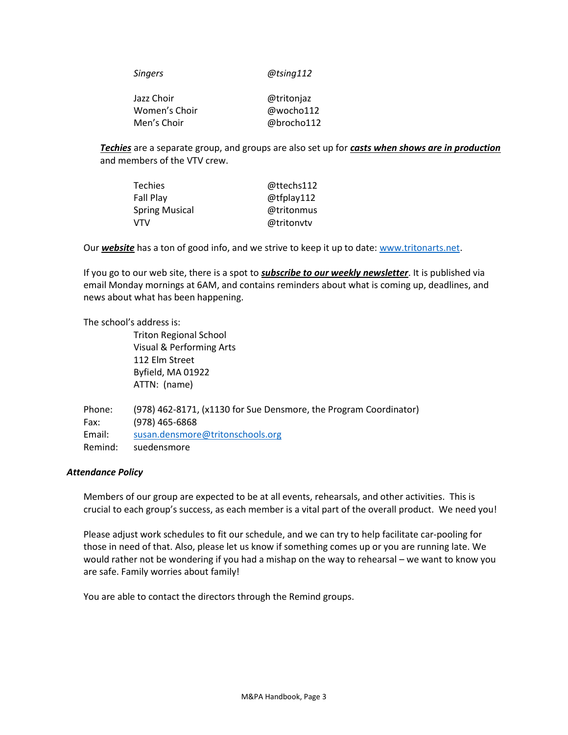| | |
|---|---|
| *Singers* | *@tsing112* |
| | |
| Jazz Choir | @tritonjaz |
| Women's Choir | @wocho112 |
| Men's Choir | @brocho112 |

***Techies*** are a separate group, and groups are also set up for ***casts when shows are in production*** and members of the VTV crew.

| | |
|---|---|
| Techies | @ttechs112 |
| Fall Play | @tfplay112 |
| Spring Musical | @tritonmus |
| VTV | @tritonvtv |

Our ***website*** has a ton of good info, and we strive to keep it up to date: www.tritonarts.net.

If you go to our web site, there is a spot to ***subscribe to our weekly newsletter***. It is published via email Monday mornings at 6AM, and contains reminders about what is coming up, deadlines, and news about what has been happening.

The school's address is:

Triton Regional School
Visual & Performing Arts
112 Elm Street
Byfield, MA 01922
ATTN: (name)

Phone: (978) 462-8171, (x1130 for Sue Densmore, the Program Coordinator)
Fax: (978) 465-6868
Email: susan.densmore@tritonschools.org
Remind: suedensmore

### *Attendance Policy*

Members of our group are expected to be at all events, rehearsals, and other activities. This is crucial to each group's success, as each member is a vital part of the overall product. We need you!

Please adjust work schedules to fit our schedule, and we can try to help facilitate car-pooling for those in need of that. Also, please let us know if something comes up or you are running late. We would rather not be wondering if you had a mishap on the way to rehearsal – we want to know you are safe. Family worries about family!

You are able to contact the directors through the Remind groups.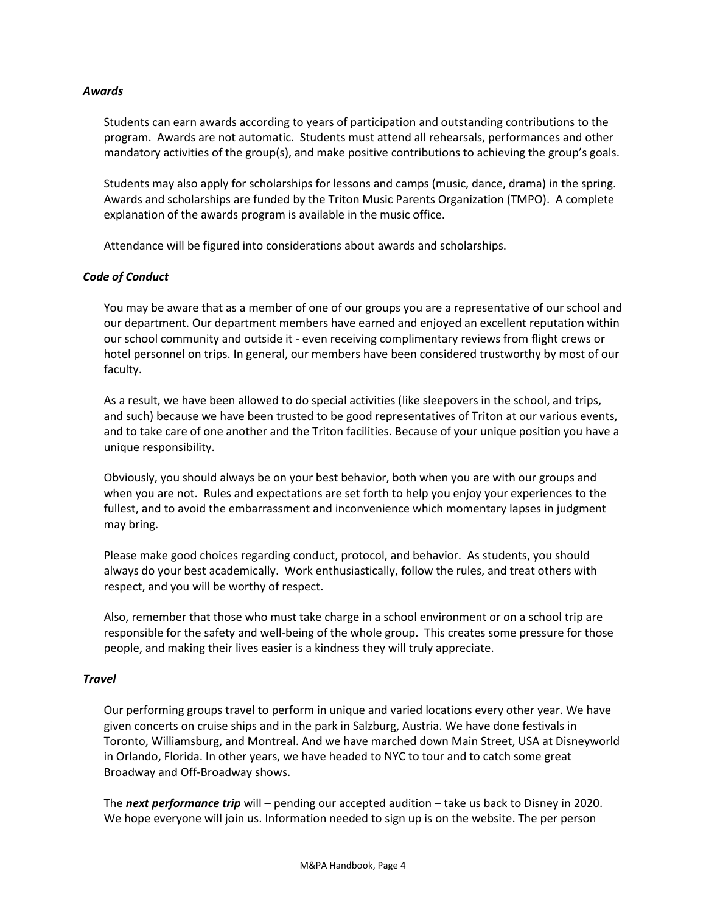### *Awards*

Students can earn awards according to years of participation and outstanding contributions to the program. Awards are not automatic. Students must attend all rehearsals, performances and other mandatory activities of the group(s), and make positive contributions to achieving the group's goals.

Students may also apply for scholarships for lessons and camps (music, dance, drama) in the spring. Awards and scholarships are funded by the Triton Music Parents Organization (TMPO). A complete explanation of the awards program is available in the music office.

Attendance will be figured into considerations about awards and scholarships.

### *Code of Conduct*

You may be aware that as a member of one of our groups you are a representative of our school and our department. Our department members have earned and enjoyed an excellent reputation within our school community and outside it - even receiving complimentary reviews from flight crews or hotel personnel on trips. In general, our members have been considered trustworthy by most of our faculty.

As a result, we have been allowed to do special activities (like sleepovers in the school, and trips, and such) because we have been trusted to be good representatives of Triton at our various events, and to take care of one another and the Triton facilities. Because of your unique position you have a unique responsibility.

Obviously, you should always be on your best behavior, both when you are with our groups and when you are not. Rules and expectations are set forth to help you enjoy your experiences to the fullest, and to avoid the embarrassment and inconvenience which momentary lapses in judgment may bring.

Please make good choices regarding conduct, protocol, and behavior. As students, you should always do your best academically. Work enthusiastically, follow the rules, and treat others with respect, and you will be worthy of respect.

Also, remember that those who must take charge in a school environment or on a school trip are responsible for the safety and well-being of the whole group. This creates some pressure for those people, and making their lives easier is a kindness they will truly appreciate.

### *Travel*

Our performing groups travel to perform in unique and varied locations every other year. We have given concerts on cruise ships and in the park in Salzburg, Austria. We have done festivals in Toronto, Williamsburg, and Montreal. And we have marched down Main Street, USA at Disneyworld in Orlando, Florida. In other years, we have headed to NYC to tour and to catch some great Broadway and Off-Broadway shows.

The ***next performance trip*** will – pending our accepted audition – take us back to Disney in 2020. We hope everyone will join us. Information needed to sign up is on the website. The per person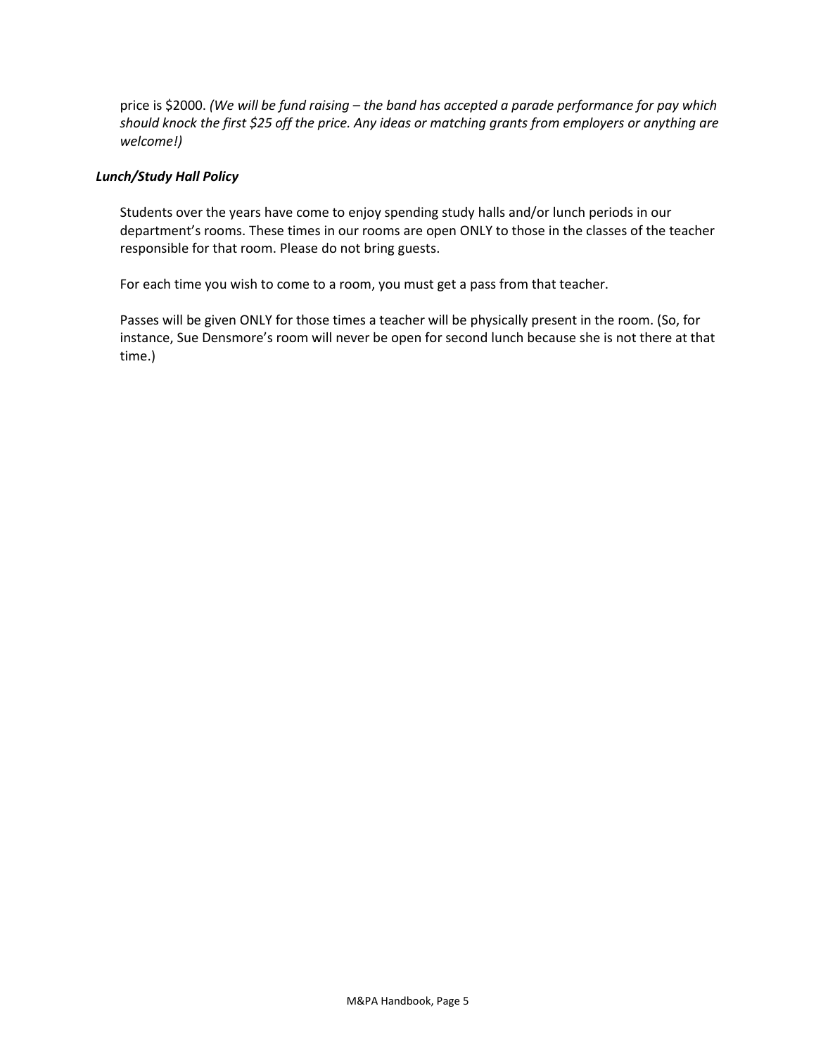price is $2000. *(We will be fund raising – the band has accepted a parade performance for pay which should knock the first $25 off the price. Any ideas or matching grants from employers or anything are welcome!)*

### *Lunch/Study Hall Policy*

Students over the years have come to enjoy spending study halls and/or lunch periods in our department's rooms. These times in our rooms are open ONLY to those in the classes of the teacher responsible for that room. Please do not bring guests.

For each time you wish to come to a room, you must get a pass from that teacher.

Passes will be given ONLY for those times a teacher will be physically present in the room. (So, for instance, Sue Densmore's room will never be open for second lunch because she is not there at that time.)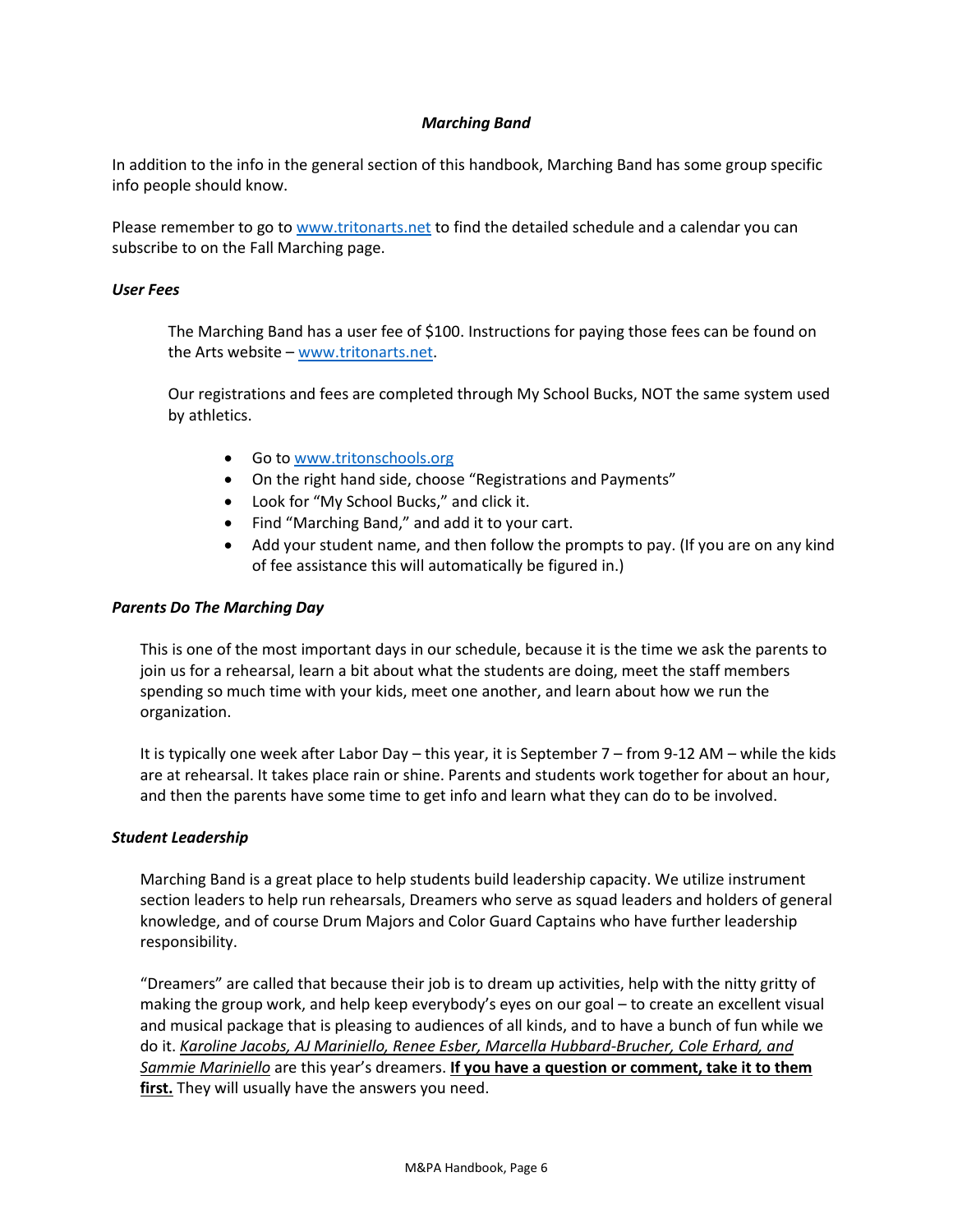### *Marching Band*

In addition to the info in the general section of this handbook, Marching Band has some group specific info people should know.

Please remember to go to [www.tritonarts.net](http://www.tritonarts.net) to find the detailed schedule and a calendar you can subscribe to on the Fall Marching page.

#### *User Fees*

The Marching Band has a user fee of $100. Instructions for paying those fees can be found on the Arts website – [www.tritonarts.net](http://www.tritonarts.net).

Our registrations and fees are completed through My School Bucks, NOT the same system used by athletics.

- Go to [www.tritonschools.org](http://www.tritonschools.org)
- On the right hand side, choose "Registrations and Payments"
- Look for "My School Bucks," and click it.
- Find "Marching Band," and add it to your cart.
- Add your student name, and then follow the prompts to pay. (If you are on any kind of fee assistance this will automatically be figured in.)

#### *Parents Do The Marching Day*

This is one of the most important days in our schedule, because it is the time we ask the parents to join us for a rehearsal, learn a bit about what the students are doing, meet the staff members spending so much time with your kids, meet one another, and learn about how we run the organization.

It is typically one week after Labor Day – this year, it is September 7 – from 9-12 AM – while the kids are at rehearsal. It takes place rain or shine. Parents and students work together for about an hour, and then the parents have some time to get info and learn what they can do to be involved.

#### *Student Leadership*

Marching Band is a great place to help students build leadership capacity. We utilize instrument section leaders to help run rehearsals, Dreamers who serve as squad leaders and holders of general knowledge, and of course Drum Majors and Color Guard Captains who have further leadership responsibility.

"Dreamers" are called that because their job is to dream up activities, help with the nitty gritty of making the group work, and help keep everybody's eyes on our goal – to create an excellent visual and musical package that is pleasing to audiences of all kinds, and to have a bunch of fun while we do it. *Karoline Jacobs, AJ Mariniello, Renee Esber, Marcella Hubbard-Brucher, Cole Erhard, and Sammie Mariniello* are this year's dreamers. **If you have a question or comment, take it to them first.** They will usually have the answers you need.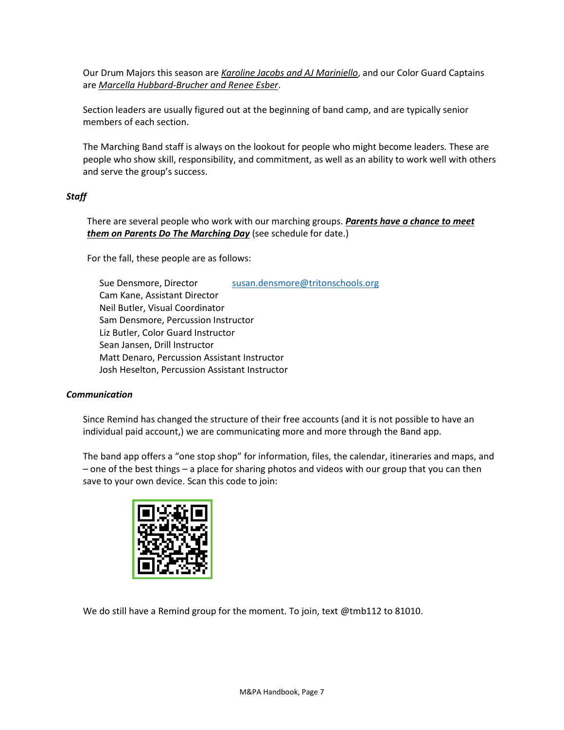Our Drum Majors this season are _**Karoline Jacobs and AJ Mariniello**_, and our Color Guard Captains are _Marcella Hubbard-Brucher and Renee Esber_.

Section leaders are usually figured out at the beginning of band camp, and are typically senior members of each section.

The Marching Band staff is always on the lookout for people who might become leaders. These are people who show skill, responsibility, and commitment, as well as an ability to work well with others and serve the group's success.

### *Staff*

There are several people who work with our marching groups. ***Parents have a chance to meet them on Parents Do The Marching Day*** (see schedule for date.)

For the fall, these people are as follows:

Sue Densmore, Director susan.densmore@tritonschools.org
Cam Kane, Assistant Director
Neil Butler, Visual Coordinator
Sam Densmore, Percussion Instructor
Liz Butler, Color Guard Instructor
Sean Jansen, Drill Instructor
Matt Denaro, Percussion Assistant Instructor
Josh Heselton, Percussion Assistant Instructor

### *Communication*

Since Remind has changed the structure of their free accounts (and it is not possible to have an individual paid account,) we are communicating more and more through the Band app.

The band app offers a "one stop shop" for information, files, the calendar, itineraries and maps, and – one of the best things – a place for sharing photos and videos with our group that you can then save to your own device. Scan this code to join:

We do still have a Remind group for the moment. To join, text @tmb112 to 81010.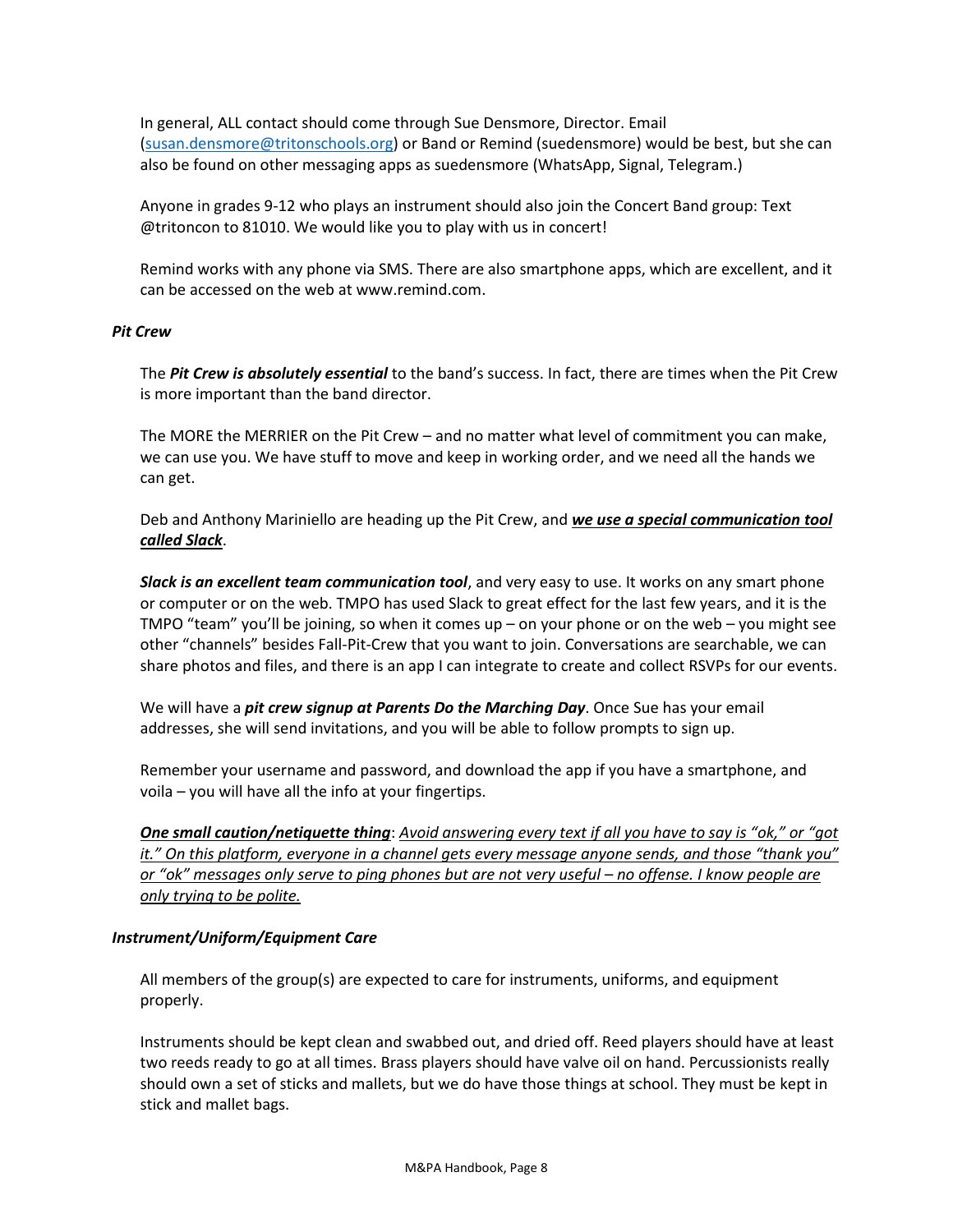In general, ALL contact should come through Sue Densmore, Director. Email (susan.densmore@tritonschools.org) or Band or Remind (suedensmore) would be best, but she can also be found on other messaging apps as suedensmore (WhatsApp, Signal, Telegram.)

Anyone in grades 9-12 who plays an instrument should also join the Concert Band group: Text @tritoncon to 81010. We would like you to play with us in concert!

Remind works with any phone via SMS. There are also smartphone apps, which are excellent, and it can be accessed on the web at www.remind.com.

### *Pit Crew*

The ***Pit Crew is absolutely essential*** to the band's success. In fact, there are times when the Pit Crew is more important than the band director.

The MORE the MERRIER on the Pit Crew – and no matter what level of commitment you can make, we can use you. We have stuff to move and keep in working order, and we need all the hands we can get.

Deb and Anthony Mariniello are heading up the Pit Crew, and <u>***we use a special communication tool called Slack***</u>.

***Slack is an excellent team communication tool***, and very easy to use. It works on any smart phone or computer or on the web. TMPO has used Slack to great effect for the last few years, and it is the TMPO "team" you'll be joining, so when it comes up – on your phone or on the web – you might see other "channels" besides Fall-Pit-Crew that you want to join. Conversations are searchable, we can share photos and files, and there is an app I can integrate to create and collect RSVPs for our events.

We will have a ***pit crew signup at Parents Do the Marching Day***. Once Sue has your email addresses, she will send invitations, and you will be able to follow prompts to sign up.

Remember your username and password, and download the app if you have a smartphone, and voila – you will have all the info at your fingertips.

<u>***One small caution/netiquette thing***</u>: <u>*Avoid answering every text if all you have to say is "ok," or "got it." On this platform, everyone in a channel gets every message anyone sends, and those "thank you" or "ok" messages only serve to ping phones but are not very useful – no offense. I know people are only trying to be polite.*</u>

### *Instrument/Uniform/Equipment Care*

All members of the group(s) are expected to care for instruments, uniforms, and equipment properly.

Instruments should be kept clean and swabbed out, and dried off. Reed players should have at least two reeds ready to go at all times. Brass players should have valve oil on hand. Percussionists really should own a set of sticks and mallets, but we do have those things at school. They must be kept in stick and mallet bags.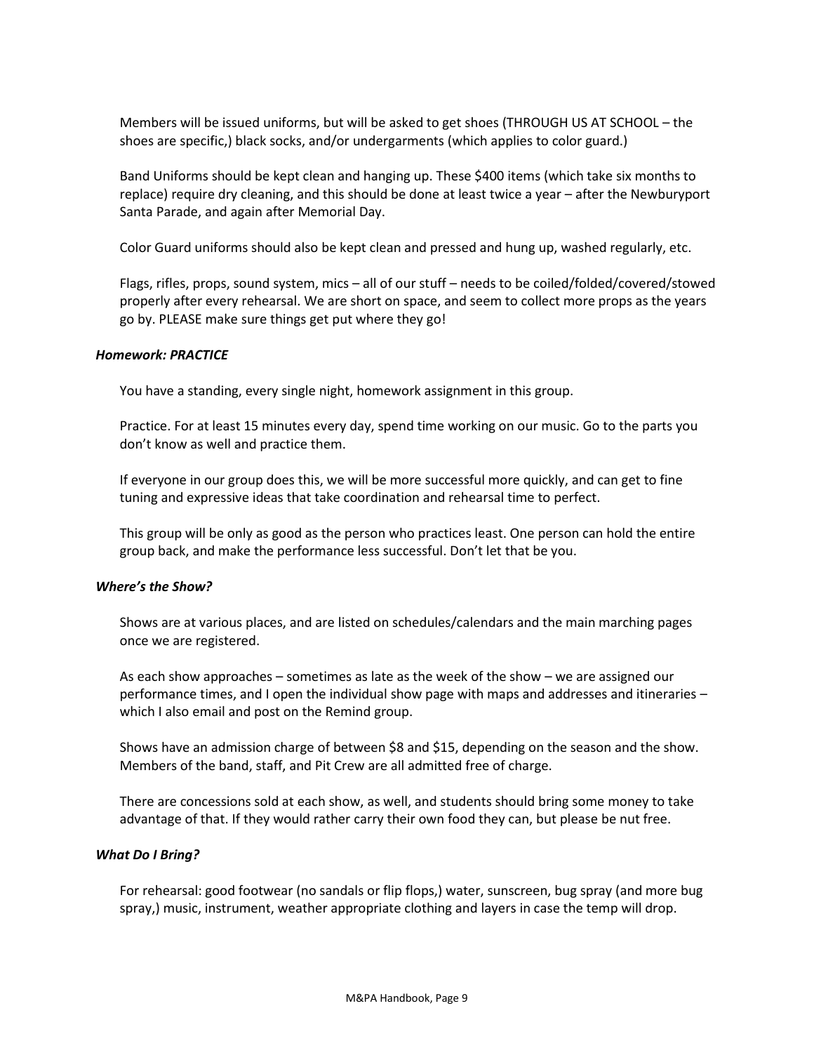Members will be issued uniforms, but will be asked to get shoes (THROUGH US AT SCHOOL – the shoes are specific,) black socks, and/or undergarments (which applies to color guard.)

Band Uniforms should be kept clean and hanging up. These $400 items (which take six months to replace) require dry cleaning, and this should be done at least twice a year – after the Newburyport Santa Parade, and again after Memorial Day.

Color Guard uniforms should also be kept clean and pressed and hung up, washed regularly, etc.

Flags, rifles, props, sound system, mics – all of our stuff – needs to be coiled/folded/covered/stowed properly after every rehearsal. We are short on space, and seem to collect more props as the years go by. PLEASE make sure things get put where they go!

### *Homework: PRACTICE*

You have a standing, every single night, homework assignment in this group.

Practice. For at least 15 minutes every day, spend time working on our music. Go to the parts you don't know as well and practice them.

If everyone in our group does this, we will be more successful more quickly, and can get to fine tuning and expressive ideas that take coordination and rehearsal time to perfect.

This group will be only as good as the person who practices least. One person can hold the entire group back, and make the performance less successful. Don't let that be you.

### *Where's the Show?*

Shows are at various places, and are listed on schedules/calendars and the main marching pages once we are registered.

As each show approaches – sometimes as late as the week of the show – we are assigned our performance times, and I open the individual show page with maps and addresses and itineraries – which I also email and post on the Remind group.

Shows have an admission charge of between $8 and $15, depending on the season and the show. Members of the band, staff, and Pit Crew are all admitted free of charge.

There are concessions sold at each show, as well, and students should bring some money to take advantage of that. If they would rather carry their own food they can, but please be nut free.

### *What Do I Bring?*

For rehearsal: good footwear (no sandals or flip flops,) water, sunscreen, bug spray (and more bug spray,) music, instrument, weather appropriate clothing and layers in case the temp will drop.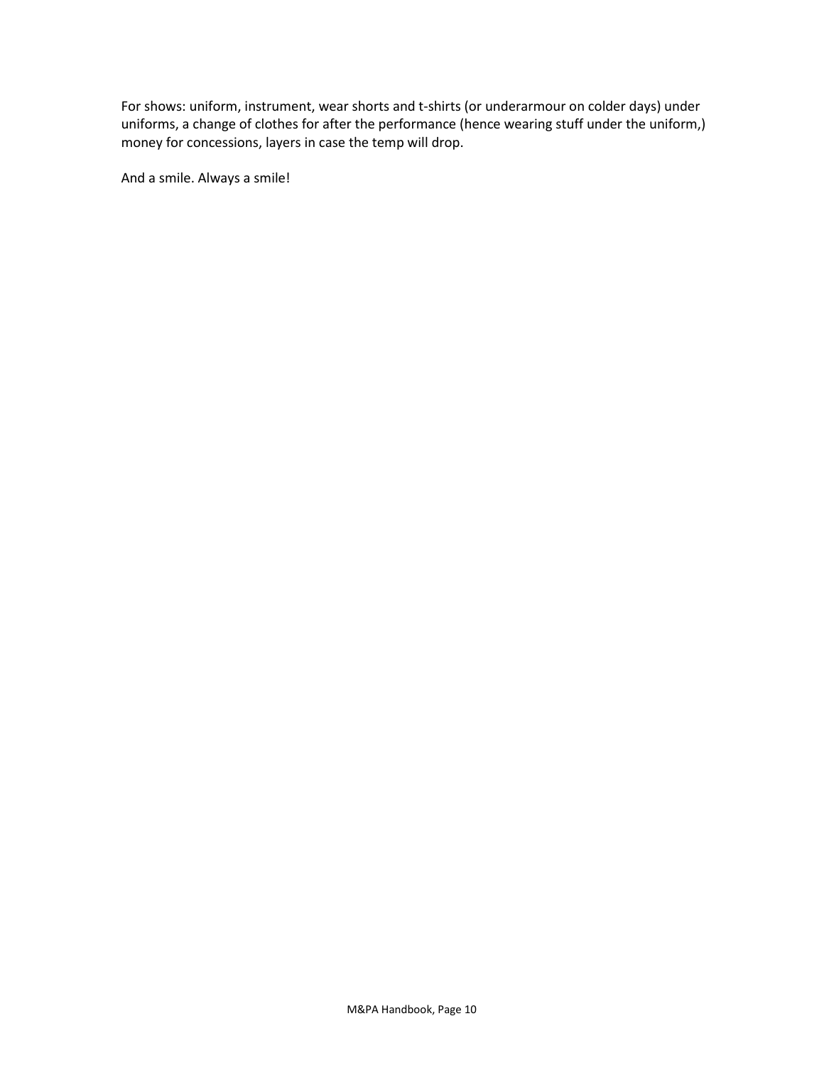For shows: uniform, instrument, wear shorts and t-shirts (or underarmour on colder days) under uniforms, a change of clothes for after the performance (hence wearing stuff under the uniform,) money for concessions, layers in case the temp will drop.

And a smile. Always a smile!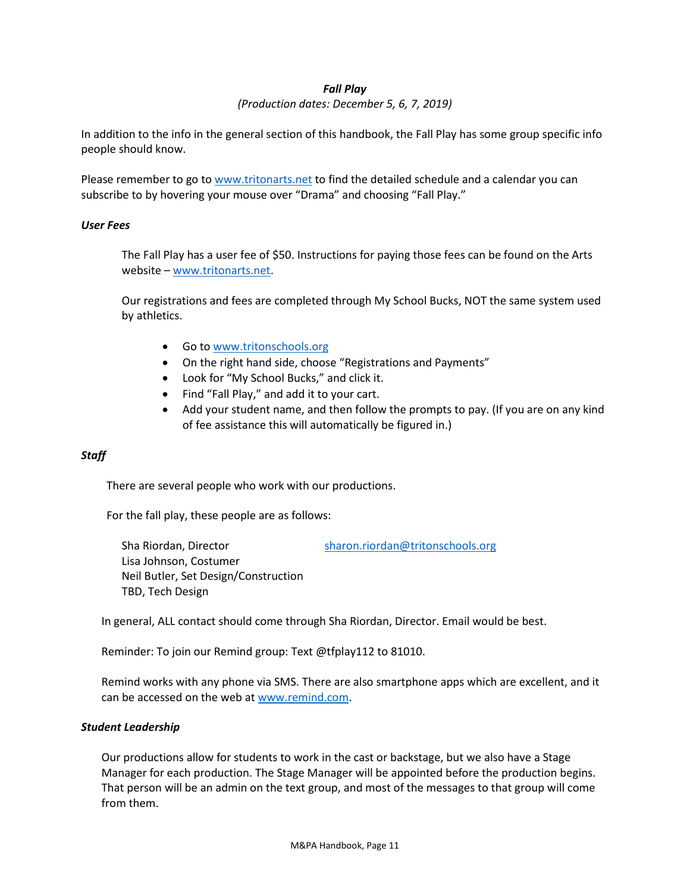## *Fall Play*

*(Production dates: December 5, 6, 7, 2019)*

In addition to the info in the general section of this handbook, the Fall Play has some group specific info people should know.

Please remember to go to www.tritonarts.net to find the detailed schedule and a calendar you can subscribe to by hovering your mouse over "Drama" and choosing "Fall Play."

### *User Fees*

The Fall Play has a user fee of $50. Instructions for paying those fees can be found on the Arts website – www.tritonarts.net.

Our registrations and fees are completed through My School Bucks, NOT the same system used by athletics.

- Go to www.tritonschools.org
- On the right hand side, choose "Registrations and Payments"
- Look for "My School Bucks," and click it.
- Find "Fall Play," and add it to your cart.
- Add your student name, and then follow the prompts to pay. (If you are on any kind of fee assistance this will automatically be figured in.)

### *Staff*

There are several people who work with our productions.

For the fall play, these people are as follows:

Sha Riordan, Director sharon.riordan@tritonschools.org
Lisa Johnson, Costumer
Neil Butler, Set Design/Construction
TBD, Tech Design

In general, ALL contact should come through Sha Riordan, Director. Email would be best.

Reminder: To join our Remind group: Text @tfplay112 to 81010.

Remind works with any phone via SMS. There are also smartphone apps which are excellent, and it can be accessed on the web at www.remind.com.

### *Student Leadership*

Our productions allow for students to work in the cast or backstage, but we also have a Stage Manager for each production. The Stage Manager will be appointed before the production begins. That person will be an admin on the text group, and most of the messages to that group will come from them.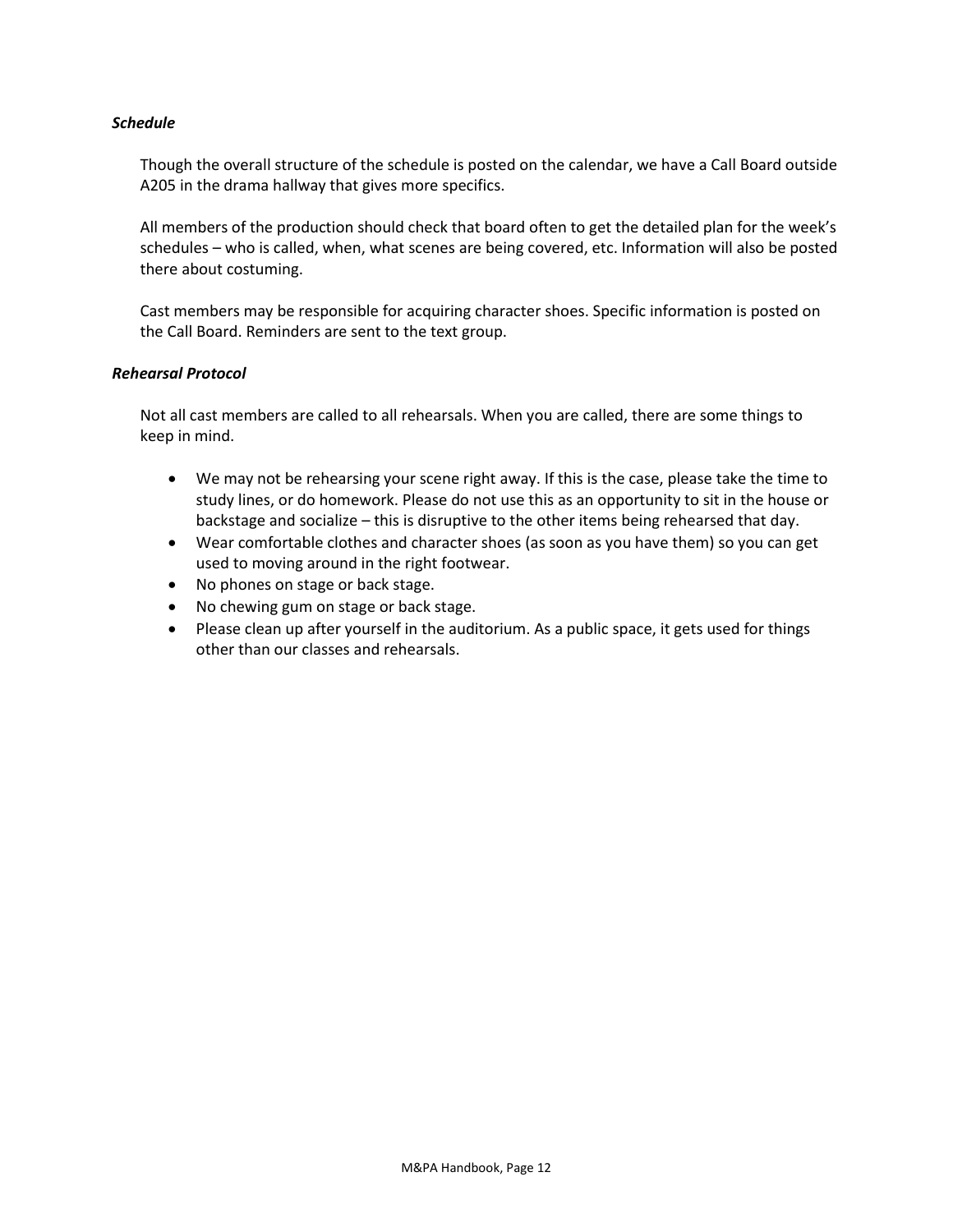### *Schedule*

Though the overall structure of the schedule is posted on the calendar, we have a Call Board outside A205 in the drama hallway that gives more specifics.

All members of the production should check that board often to get the detailed plan for the week's schedules – who is called, when, what scenes are being covered, etc. Information will also be posted there about costuming.

Cast members may be responsible for acquiring character shoes. Specific information is posted on the Call Board. Reminders are sent to the text group.

### *Rehearsal Protocol*

Not all cast members are called to all rehearsals. When you are called, there are some things to keep in mind.

- We may not be rehearsing your scene right away. If this is the case, please take the time to study lines, or do homework. Please do not use this as an opportunity to sit in the house or backstage and socialize – this is disruptive to the other items being rehearsed that day.
- Wear comfortable clothes and character shoes (as soon as you have them) so you can get used to moving around in the right footwear.
- No phones on stage or back stage.
- No chewing gum on stage or back stage.
- Please clean up after yourself in the auditorium. As a public space, it gets used for things other than our classes and rehearsals.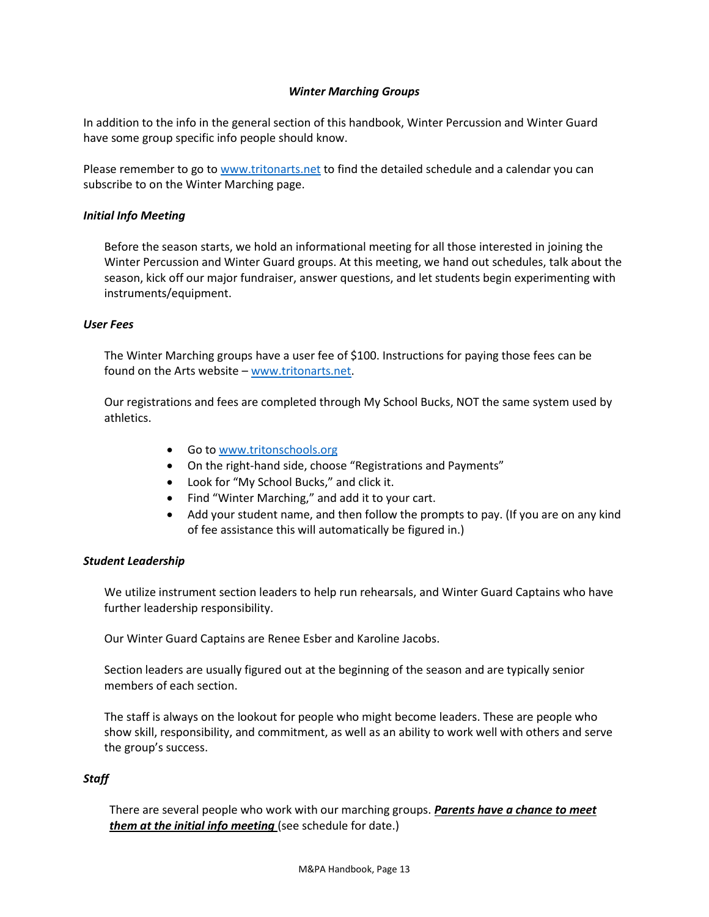### *Winter Marching Groups*

In addition to the info in the general section of this handbook, Winter Percussion and Winter Guard have some group specific info people should know.

Please remember to go to www.tritonarts.net to find the detailed schedule and a calendar you can subscribe to on the Winter Marching page.

#### *Initial Info Meeting*

Before the season starts, we hold an informational meeting for all those interested in joining the Winter Percussion and Winter Guard groups. At this meeting, we hand out schedules, talk about the season, kick off our major fundraiser, answer questions, and let students begin experimenting with instruments/equipment.

#### *User Fees*

The Winter Marching groups have a user fee of $100. Instructions for paying those fees can be found on the Arts website – www.tritonarts.net.

Our registrations and fees are completed through My School Bucks, NOT the same system used by athletics.

- Go to www.tritonschools.org
- On the right-hand side, choose "Registrations and Payments"
- Look for "My School Bucks," and click it.
- Find "Winter Marching," and add it to your cart.
- Add your student name, and then follow the prompts to pay. (If you are on any kind of fee assistance this will automatically be figured in.)

#### *Student Leadership*

We utilize instrument section leaders to help run rehearsals, and Winter Guard Captains who have further leadership responsibility.

Our Winter Guard Captains are Renee Esber and Karoline Jacobs.

Section leaders are usually figured out at the beginning of the season and are typically senior members of each section.

The staff is always on the lookout for people who might become leaders. These are people who show skill, responsibility, and commitment, as well as an ability to work well with others and serve the group's success.

#### *Staff*

There are several people who work with our marching groups. ***Parents have a chance to meet them at the initial info meeting*** (see schedule for date.)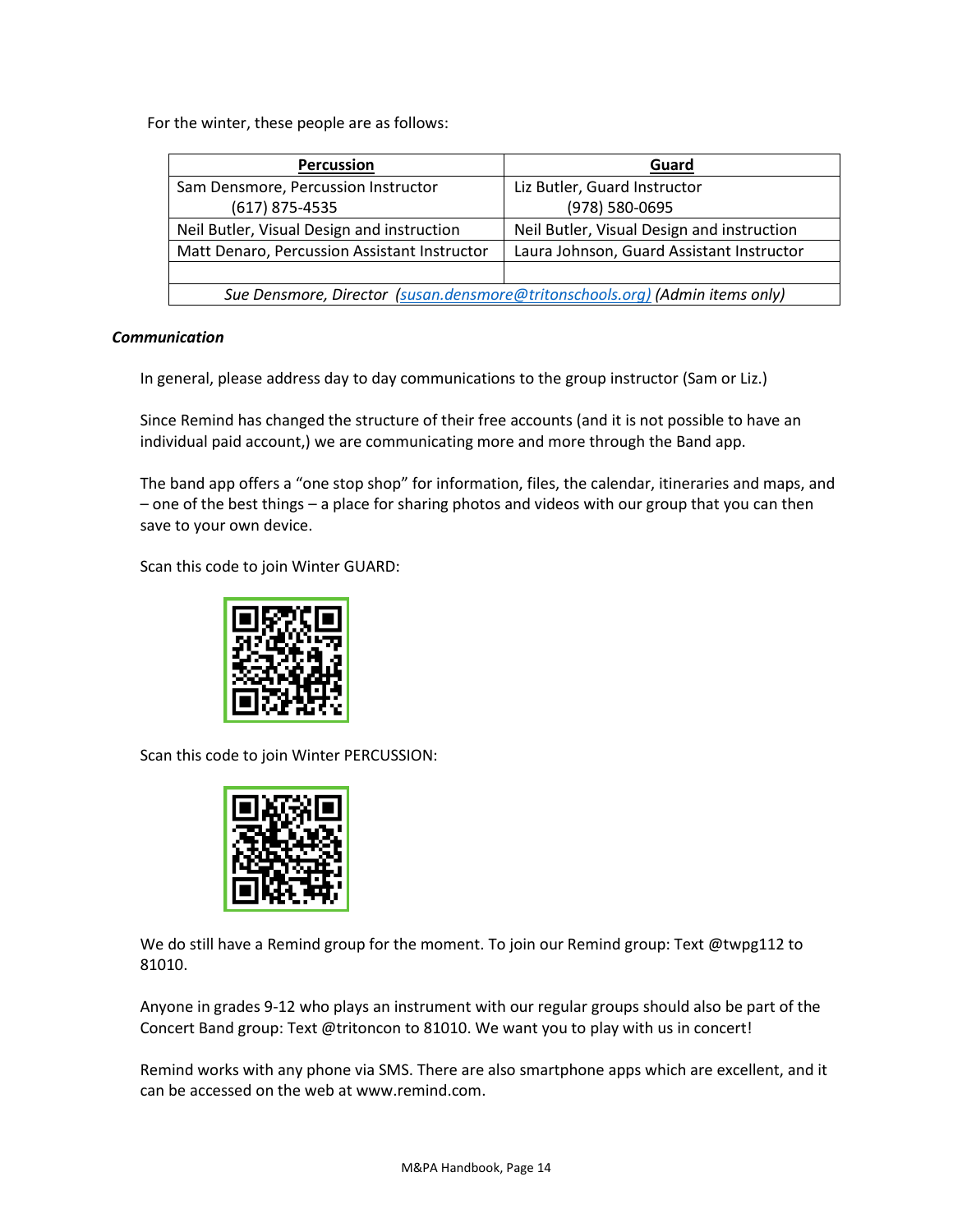For the winter, these people are as follows:

| Percussion | Guard |
|---|---|
| Sam Densmore, Percussion Instructor (617) 875-4535 | Liz Butler, Guard Instructor (978) 580-0695 |
| Neil Butler, Visual Design and instruction | Neil Butler, Visual Design and instruction |
| Matt Denaro, Percussion Assistant Instructor | Laura Johnson, Guard Assistant Instructor |
| | |
| *Sue Densmore, Director (susan.densmore@tritonschools.org) (Admin items only)* | |

***Communication***

In general, please address day to day communications to the group instructor (Sam or Liz.)

Since Remind has changed the structure of their free accounts (and it is not possible to have an individual paid account,) we are communicating more and more through the Band app.

The band app offers a "one stop shop" for information, files, the calendar, itineraries and maps, and – one of the best things – a place for sharing photos and videos with our group that you can then save to your own device.

Scan this code to join Winter GUARD:

Scan this code to join Winter PERCUSSION:

We do still have a Remind group for the moment. To join our Remind group: Text @twpg112 to 81010.

Anyone in grades 9-12 who plays an instrument with our regular groups should also be part of the Concert Band group: Text @tritoncon to 81010. We want you to play with us in concert!

Remind works with any phone via SMS. There are also smartphone apps which are excellent, and it can be accessed on the web at www.remind.com.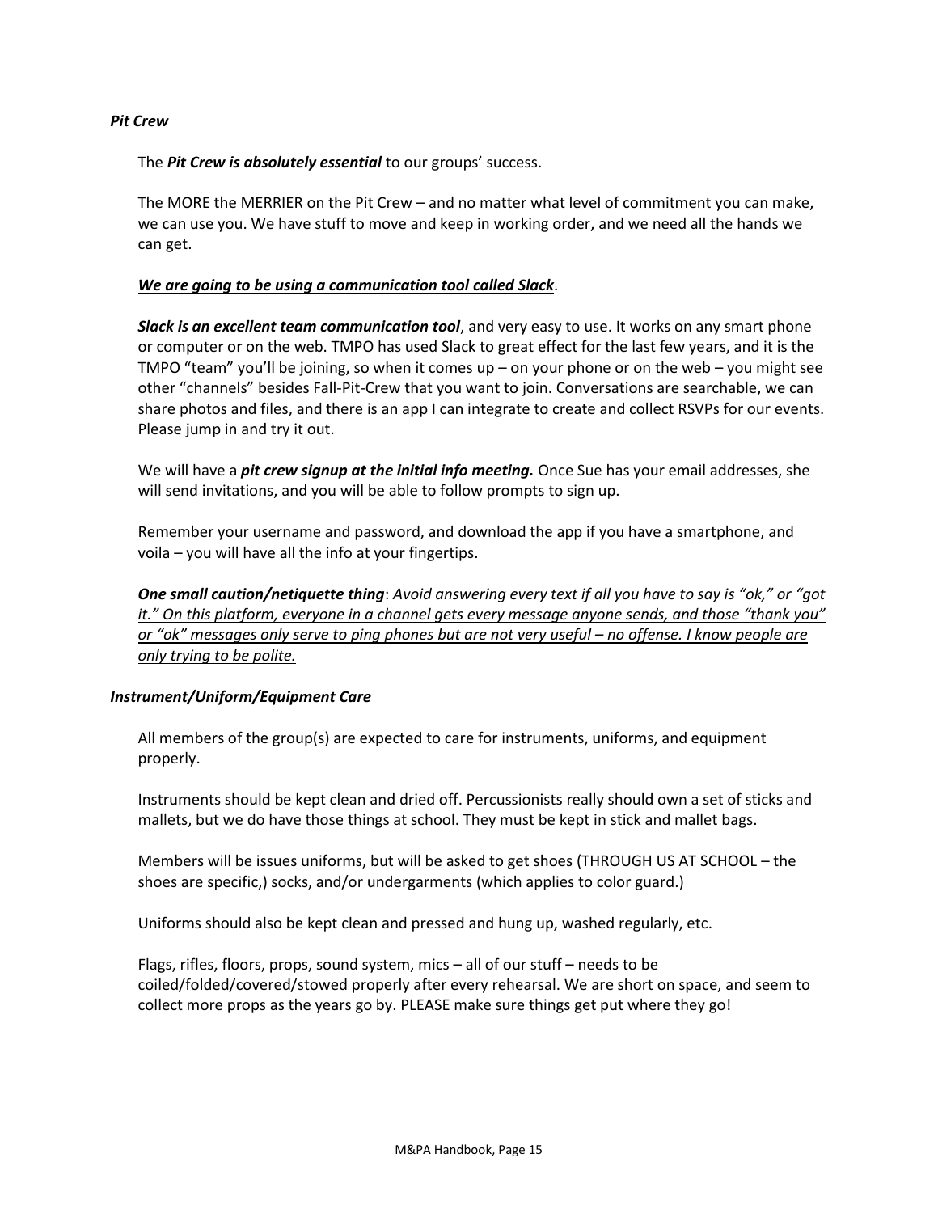### *Pit Crew*

The ***Pit Crew is absolutely essential*** to our groups' success.

The MORE the MERRIER on the Pit Crew – and no matter what level of commitment you can make, we can use you. We have stuff to move and keep in working order, and we need all the hands we can get.

***We are going to be using a communication tool called Slack***.

***Slack is an excellent team communication tool***, and very easy to use. It works on any smart phone or computer or on the web. TMPO has used Slack to great effect for the last few years, and it is the TMPO "team" you'll be joining, so when it comes up – on your phone or on the web – you might see other "channels" besides Fall-Pit-Crew that you want to join. Conversations are searchable, we can share photos and files, and there is an app I can integrate to create and collect RSVPs for our events. Please jump in and try it out.

We will have a ***pit crew signup at the initial info meeting.*** Once Sue has your email addresses, she will send invitations, and you will be able to follow prompts to sign up.

Remember your username and password, and download the app if you have a smartphone, and voila – you will have all the info at your fingertips.

***One small caution/netiquette thing***: *Avoid answering every text if all you have to say is "ok," or "got it." On this platform, everyone in a channel gets every message anyone sends, and those "thank you" or "ok" messages only serve to ping phones but are not very useful – no offense. I know people are only trying to be polite.*

### *Instrument/Uniform/Equipment Care*

All members of the group(s) are expected to care for instruments, uniforms, and equipment properly.

Instruments should be kept clean and dried off. Percussionists really should own a set of sticks and mallets, but we do have those things at school. They must be kept in stick and mallet bags.

Members will be issues uniforms, but will be asked to get shoes (THROUGH US AT SCHOOL – the shoes are specific,) socks, and/or undergarments (which applies to color guard.)

Uniforms should also be kept clean and pressed and hung up, washed regularly, etc.

Flags, rifles, floors, props, sound system, mics – all of our stuff – needs to be coiled/folded/covered/stowed properly after every rehearsal. We are short on space, and seem to collect more props as the years go by. PLEASE make sure things get put where they go!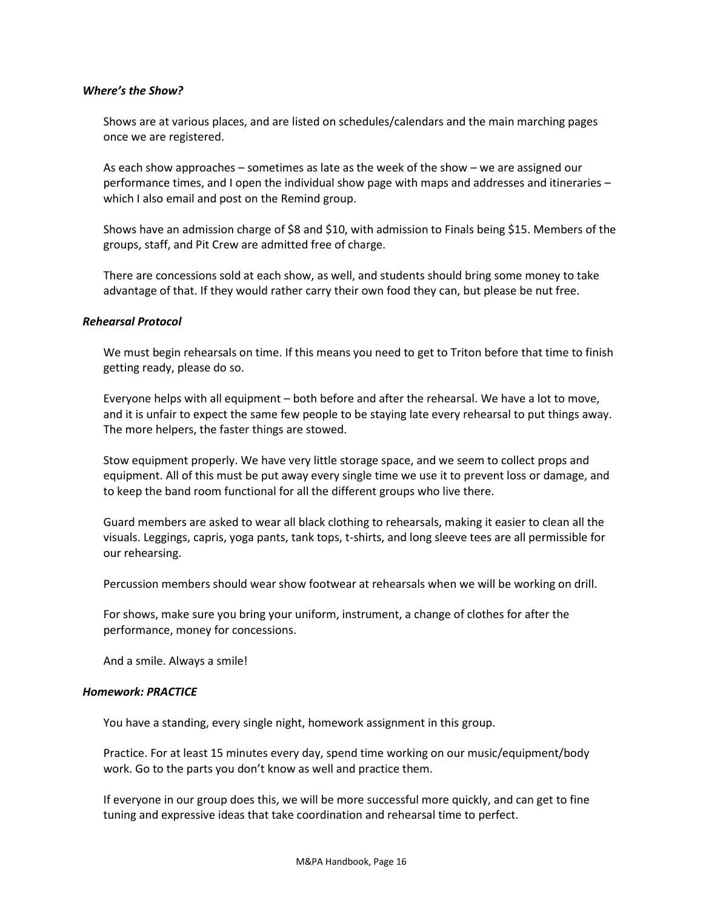***Where's the Show?***

Shows are at various places, and are listed on schedules/calendars and the main marching pages once we are registered.

As each show approaches – sometimes as late as the week of the show – we are assigned our performance times, and I open the individual show page with maps and addresses and itineraries – which I also email and post on the Remind group.

Shows have an admission charge of $8 and $10, with admission to Finals being $15. Members of the groups, staff, and Pit Crew are admitted free of charge.

There are concessions sold at each show, as well, and students should bring some money to take advantage of that. If they would rather carry their own food they can, but please be nut free.

***Rehearsal Protocol***

We must begin rehearsals on time. If this means you need to get to Triton before that time to finish getting ready, please do so.

Everyone helps with all equipment – both before and after the rehearsal. We have a lot to move, and it is unfair to expect the same few people to be staying late every rehearsal to put things away. The more helpers, the faster things are stowed.

Stow equipment properly. We have very little storage space, and we seem to collect props and equipment. All of this must be put away every single time we use it to prevent loss or damage, and to keep the band room functional for all the different groups who live there.

Guard members are asked to wear all black clothing to rehearsals, making it easier to clean all the visuals. Leggings, capris, yoga pants, tank tops, t-shirts, and long sleeve tees are all permissible for our rehearsing.

Percussion members should wear show footwear at rehearsals when we will be working on drill.

For shows, make sure you bring your uniform, instrument, a change of clothes for after the performance, money for concessions.

And a smile. Always a smile!

***Homework: PRACTICE***

You have a standing, every single night, homework assignment in this group.

Practice. For at least 15 minutes every day, spend time working on our music/equipment/body work. Go to the parts you don't know as well and practice them.

If everyone in our group does this, we will be more successful more quickly, and can get to fine tuning and expressive ideas that take coordination and rehearsal time to perfect.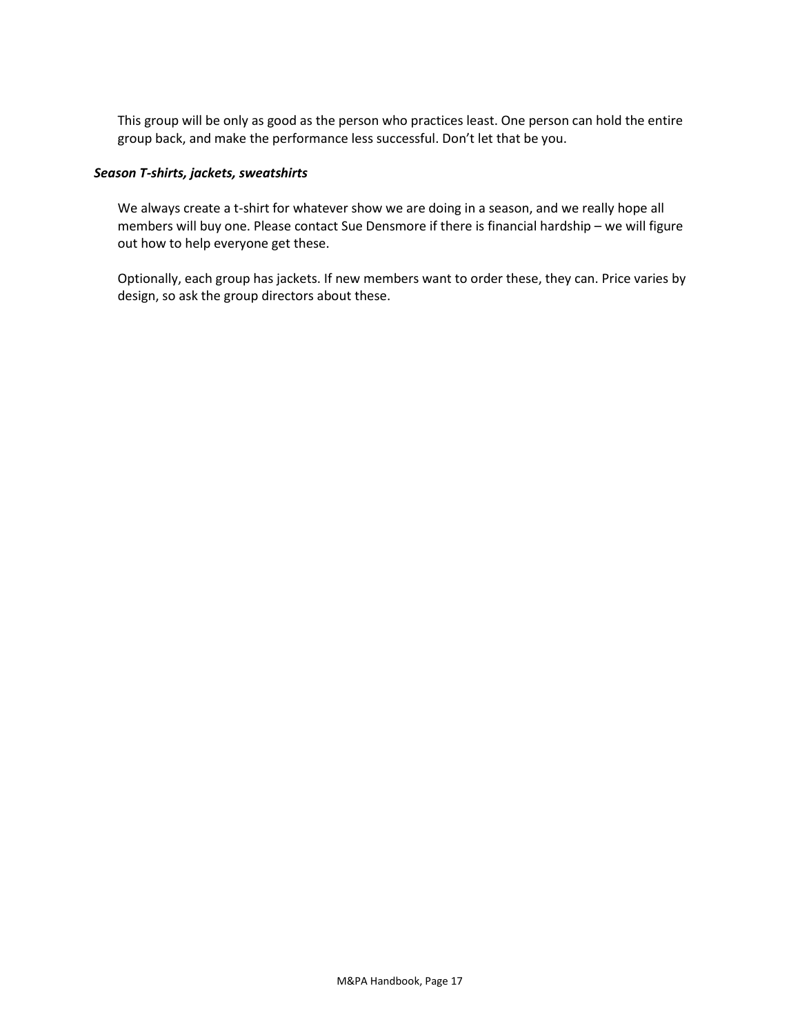This group will be only as good as the person who practices least. One person can hold the entire group back, and make the performance less successful. Don't let that be you.

***Season T-shirts, jackets, sweatshirts***

We always create a t-shirt for whatever show we are doing in a season, and we really hope all members will buy one. Please contact Sue Densmore if there is financial hardship – we will figure out how to help everyone get these.

Optionally, each group has jackets. If new members want to order these, they can. Price varies by design, so ask the group directors about these.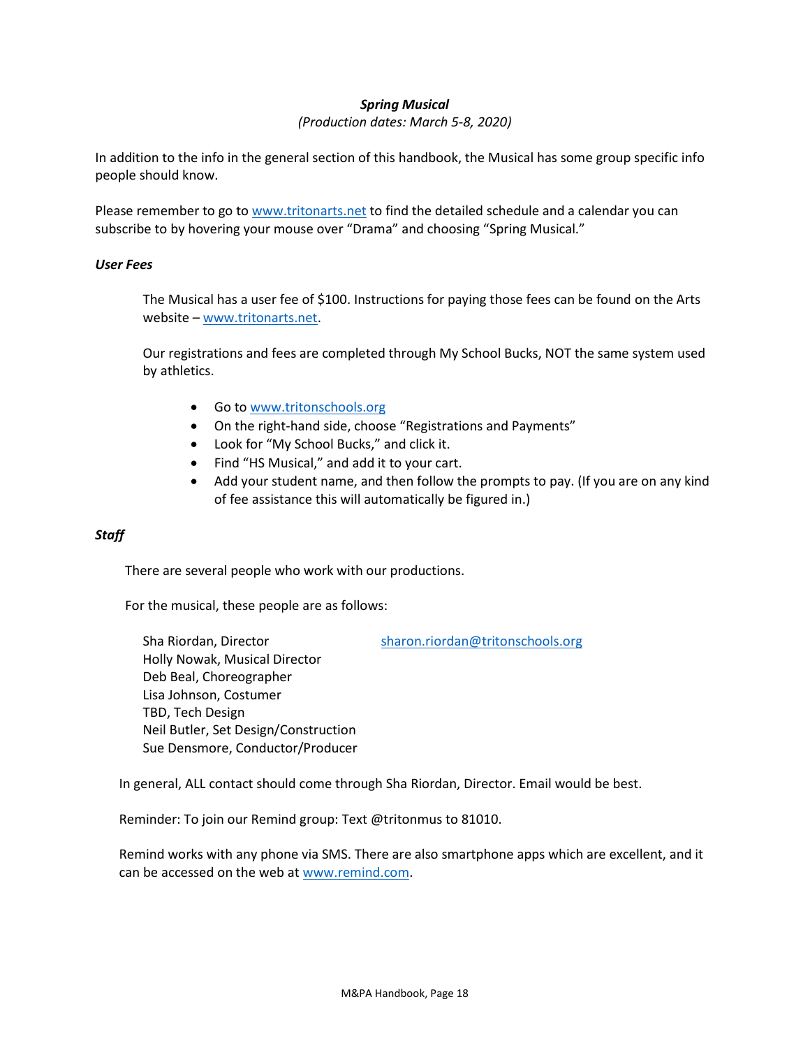## ***Spring Musical***

*(Production dates: March 5-8, 2020)*

In addition to the info in the general section of this handbook, the Musical has some group specific info people should know.

Please remember to go to www.tritonarts.net to find the detailed schedule and a calendar you can subscribe to by hovering your mouse over "Drama" and choosing "Spring Musical."

### ***User Fees***

The Musical has a user fee of $100. Instructions for paying those fees can be found on the Arts website – www.tritonarts.net.

Our registrations and fees are completed through My School Bucks, NOT the same system used by athletics.

- Go to www.tritonschools.org
- On the right-hand side, choose "Registrations and Payments"
- Look for "My School Bucks," and click it.
- Find "HS Musical," and add it to your cart.
- Add your student name, and then follow the prompts to pay. (If you are on any kind of fee assistance this will automatically be figured in.)

### ***Staff***

There are several people who work with our productions.

For the musical, these people are as follows:

Sha Riordan, Director sharon.riordan@tritonschools.org
Holly Nowak, Musical Director
Deb Beal, Choreographer
Lisa Johnson, Costumer
TBD, Tech Design
Neil Butler, Set Design/Construction
Sue Densmore, Conductor/Producer

In general, ALL contact should come through Sha Riordan, Director. Email would be best.

Reminder: To join our Remind group: Text @tritonmus to 81010.

Remind works with any phone via SMS. There are also smartphone apps which are excellent, and it can be accessed on the web at www.remind.com.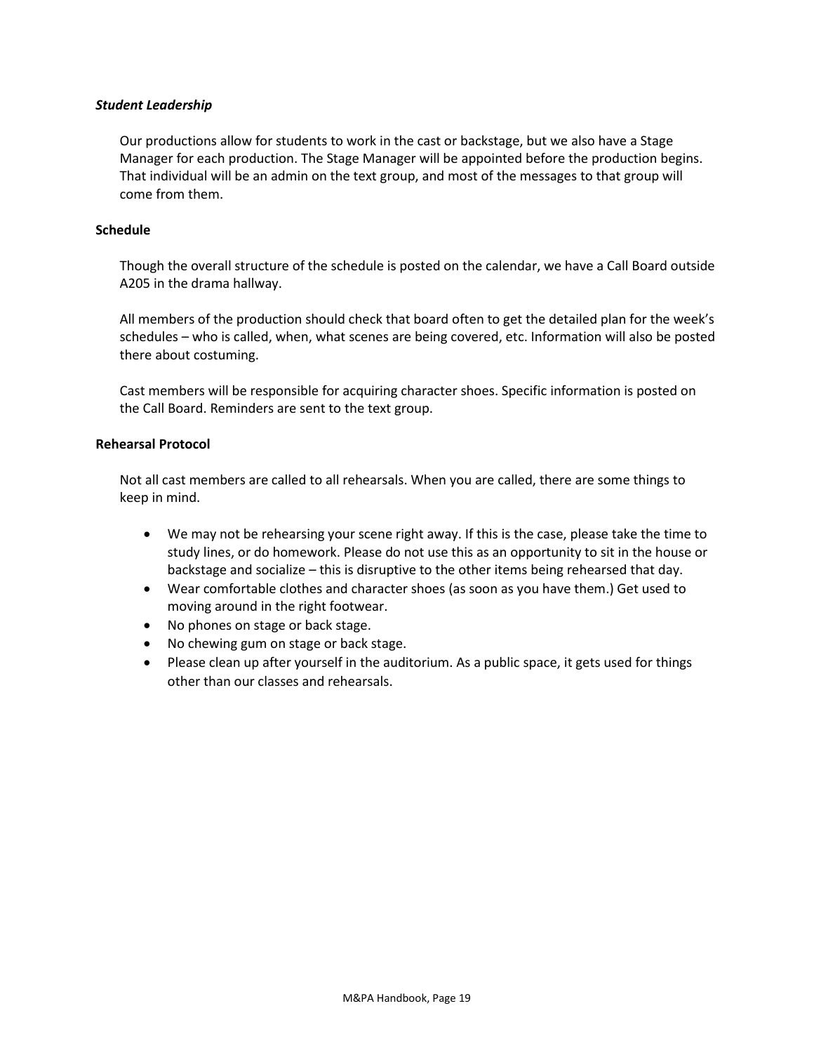***Student Leadership***

Our productions allow for students to work in the cast or backstage, but we also have a Stage Manager for each production. The Stage Manager will be appointed before the production begins. That individual will be an admin on the text group, and most of the messages to that group will come from them.

**Schedule**

Though the overall structure of the schedule is posted on the calendar, we have a Call Board outside A205 in the drama hallway.

All members of the production should check that board often to get the detailed plan for the week's schedules – who is called, when, what scenes are being covered, etc. Information will also be posted there about costuming.

Cast members will be responsible for acquiring character shoes. Specific information is posted on the Call Board. Reminders are sent to the text group.

**Rehearsal Protocol**

Not all cast members are called to all rehearsals. When you are called, there are some things to keep in mind.

- We may not be rehearsing your scene right away. If this is the case, please take the time to study lines, or do homework. Please do not use this as an opportunity to sit in the house or backstage and socialize – this is disruptive to the other items being rehearsed that day.
- Wear comfortable clothes and character shoes (as soon as you have them.) Get used to moving around in the right footwear.
- No phones on stage or back stage.
- No chewing gum on stage or back stage.
- Please clean up after yourself in the auditorium. As a public space, it gets used for things other than our classes and rehearsals.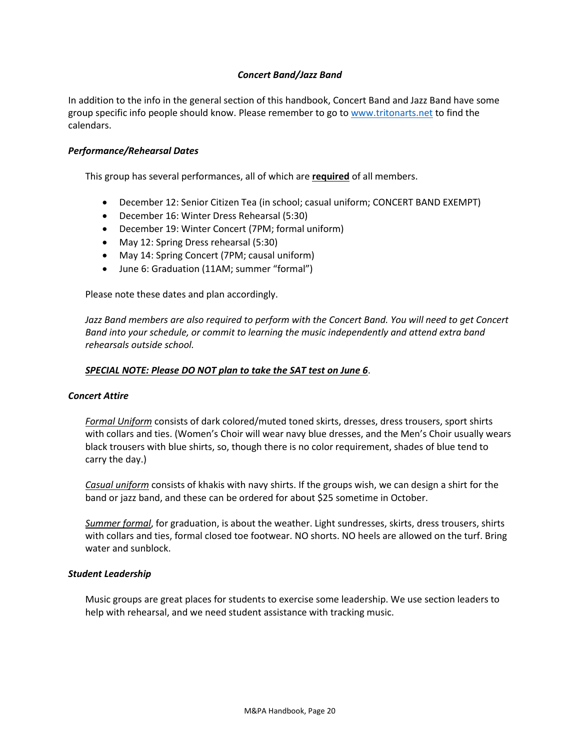### *Concert Band/Jazz Band*

In addition to the info in the general section of this handbook, Concert Band and Jazz Band have some group specific info people should know. Please remember to go to [www.tritonarts.net](http://www.tritonarts.net) to find the calendars.

#### *Performance/Rehearsal Dates*

This group has several performances, all of which are **required** of all members.

- December 12: Senior Citizen Tea (in school; casual uniform; CONCERT BAND EXEMPT)
- December 16: Winter Dress Rehearsal (5:30)
- December 19: Winter Concert (7PM; formal uniform)
- May 12: Spring Dress rehearsal (5:30)
- May 14: Spring Concert (7PM; causal uniform)
- June 6: Graduation (11AM; summer "formal")

Please note these dates and plan accordingly.

*Jazz Band members are also required to perform with the Concert Band. You will need to get Concert Band into your schedule, or commit to learning the music independently and attend extra band rehearsals outside school.*

***SPECIAL NOTE: Please DO NOT plan to take the SAT test on June 6***.

#### *Concert Attire*

*Formal Uniform* consists of dark colored/muted toned skirts, dresses, dress trousers, sport shirts with collars and ties. (Women's Choir will wear navy blue dresses, and the Men's Choir usually wears black trousers with blue shirts, so, though there is no color requirement, shades of blue tend to carry the day.)

*Casual uniform* consists of khakis with navy shirts. If the groups wish, we can design a shirt for the band or jazz band, and these can be ordered for about $25 sometime in October.

*Summer formal*, for graduation, is about the weather. Light sundresses, skirts, dress trousers, shirts with collars and ties, formal closed toe footwear. NO shorts. NO heels are allowed on the turf. Bring water and sunblock.

#### *Student Leadership*

Music groups are great places for students to exercise some leadership. We use section leaders to help with rehearsal, and we need student assistance with tracking music.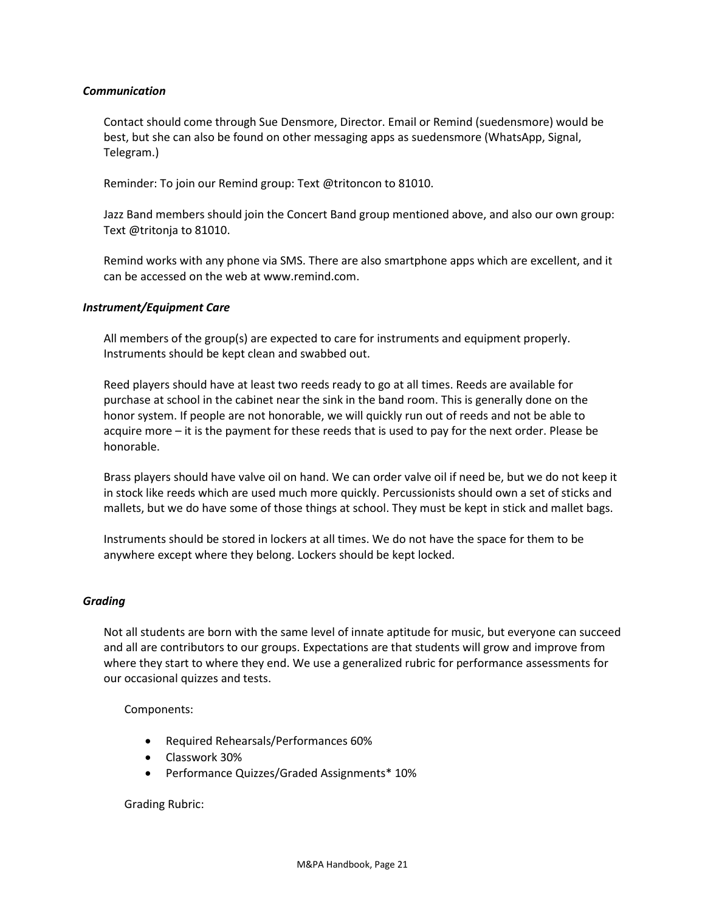### *Communication*

Contact should come through Sue Densmore, Director. Email or Remind (suedensmore) would be best, but she can also be found on other messaging apps as suedensmore (WhatsApp, Signal, Telegram.)

Reminder: To join our Remind group: Text @tritoncon to 81010.

Jazz Band members should join the Concert Band group mentioned above, and also our own group: Text @tritonja to 81010.

Remind works with any phone via SMS. There are also smartphone apps which are excellent, and it can be accessed on the web at www.remind.com.

### *Instrument/Equipment Care*

All members of the group(s) are expected to care for instruments and equipment properly. Instruments should be kept clean and swabbed out.

Reed players should have at least two reeds ready to go at all times. Reeds are available for purchase at school in the cabinet near the sink in the band room. This is generally done on the honor system. If people are not honorable, we will quickly run out of reeds and not be able to acquire more – it is the payment for these reeds that is used to pay for the next order. Please be honorable.

Brass players should have valve oil on hand. We can order valve oil if need be, but we do not keep it in stock like reeds which are used much more quickly. Percussionists should own a set of sticks and mallets, but we do have some of those things at school. They must be kept in stick and mallet bags.

Instruments should be stored in lockers at all times. We do not have the space for them to be anywhere except where they belong. Lockers should be kept locked.

### *Grading*

Not all students are born with the same level of innate aptitude for music, but everyone can succeed and all are contributors to our groups. Expectations are that students will grow and improve from where they start to where they end. We use a generalized rubric for performance assessments for our occasional quizzes and tests.

Components:

- Required Rehearsals/Performances 60%
- Classwork 30%
- Performance Quizzes/Graded Assignments* 10%

Grading Rubric: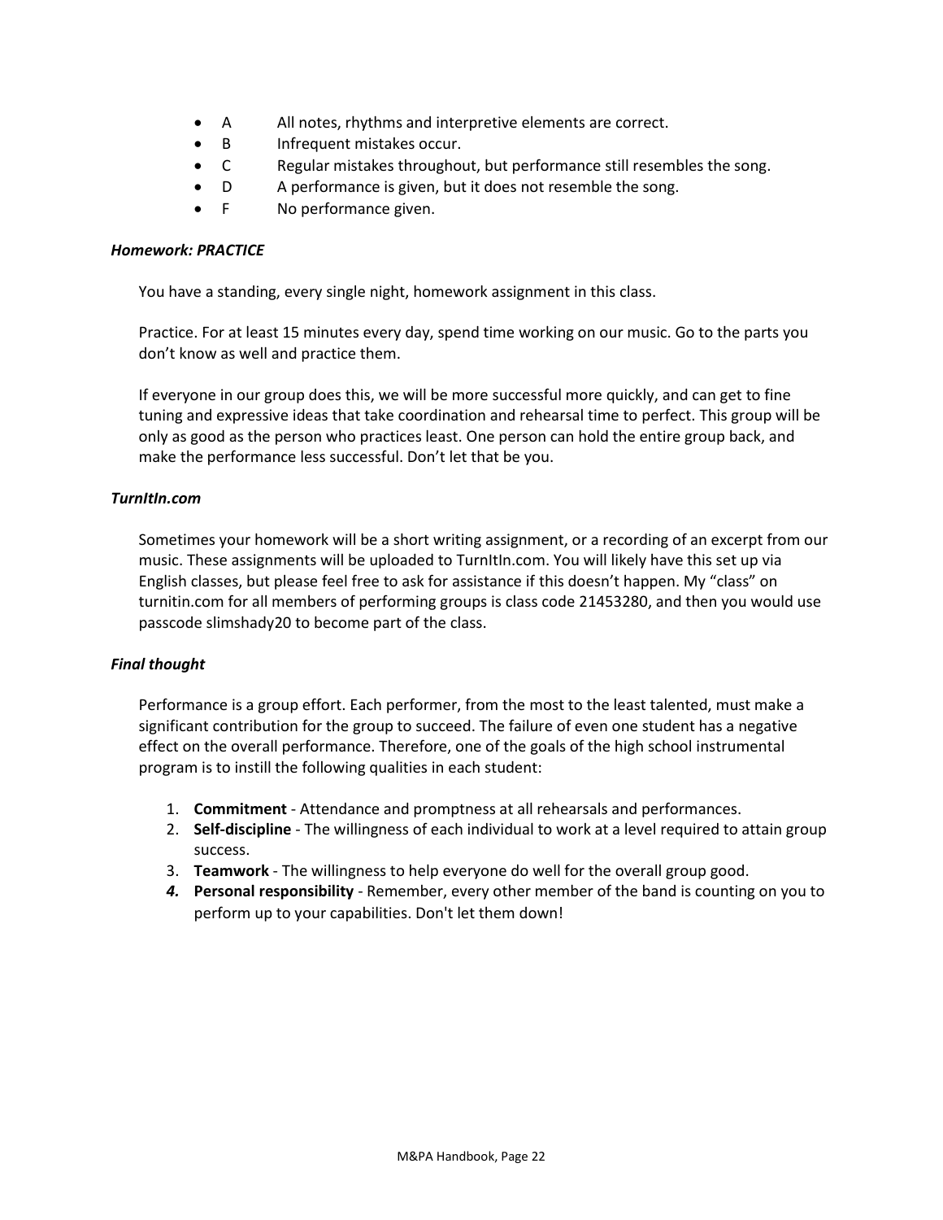- A All notes, rhythms and interpretive elements are correct.
- B Infrequent mistakes occur.
- C Regular mistakes throughout, but performance still resembles the song.
- D A performance is given, but it does not resemble the song.
- F No performance given.

***Homework: PRACTICE***

You have a standing, every single night, homework assignment in this class.

Practice. For at least 15 minutes every day, spend time working on our music. Go to the parts you don't know as well and practice them.

If everyone in our group does this, we will be more successful more quickly, and can get to fine tuning and expressive ideas that take coordination and rehearsal time to perfect. This group will be only as good as the person who practices least. One person can hold the entire group back, and make the performance less successful. Don't let that be you.

***TurnItIn.com***

Sometimes your homework will be a short writing assignment, or a recording of an excerpt from our music. These assignments will be uploaded to TurnItIn.com. You will likely have this set up via English classes, but please feel free to ask for assistance if this doesn't happen. My "class" on turnitin.com for all members of performing groups is class code 21453280, and then you would use passcode slimshady20 to become part of the class.

***Final thought***

Performance is a group effort. Each performer, from the most to the least talented, must make a significant contribution for the group to succeed. The failure of even one student has a negative effect on the overall performance. Therefore, one of the goals of the high school instrumental program is to instill the following qualities in each student:

1. **Commitment** - Attendance and promptness at all rehearsals and performances.
2. **Self-discipline** - The willingness of each individual to work at a level required to attain group success.
3. **Teamwork** - The willingness to help everyone do well for the overall group good.
4. **Personal responsibility** - Remember, every other member of the band is counting on you to perform up to your capabilities. Don't let them down!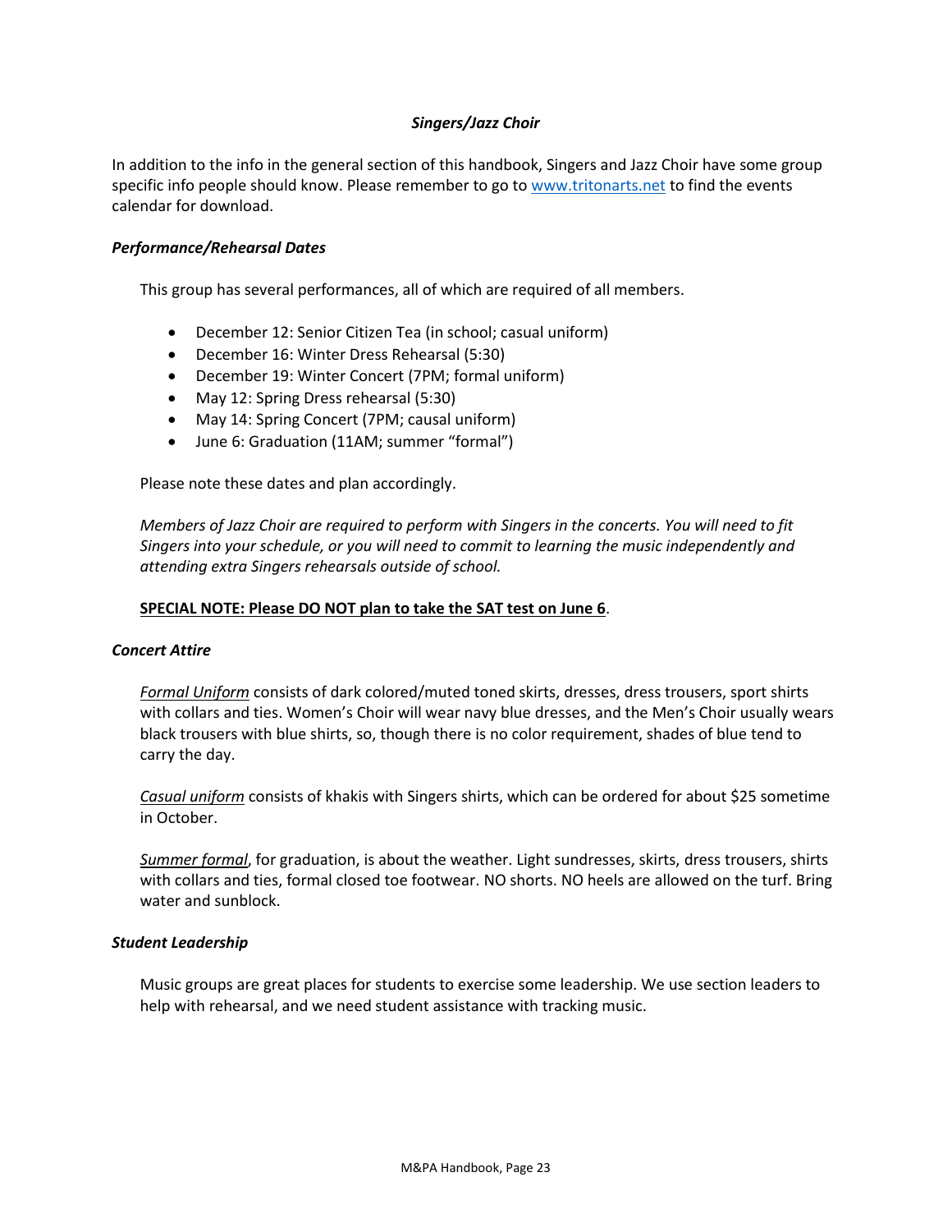## *Singers/Jazz Choir*

In addition to the info in the general section of this handbook, Singers and Jazz Choir have some group specific info people should know. Please remember to go to [www.tritonarts.net](www.tritonarts.net) to find the events calendar for download.

### *Performance/Rehearsal Dates*

This group has several performances, all of which are required of all members.

- December 12: Senior Citizen Tea (in school; casual uniform)
- December 16: Winter Dress Rehearsal (5:30)
- December 19: Winter Concert (7PM; formal uniform)
- May 12: Spring Dress rehearsal (5:30)
- May 14: Spring Concert (7PM; causal uniform)
- June 6: Graduation (11AM; summer "formal")

Please note these dates and plan accordingly.

*Members of Jazz Choir are required to perform with Singers in the concerts. You will need to fit Singers into your schedule, or you will need to commit to learning the music independently and attending extra Singers rehearsals outside of school.*

<u>**SPECIAL NOTE: Please DO NOT plan to take the SAT test on June 6**</u>.

### *Concert Attire*

*<u>Formal Uniform</u>* consists of dark colored/muted toned skirts, dresses, dress trousers, sport shirts with collars and ties. Women's Choir will wear navy blue dresses, and the Men's Choir usually wears black trousers with blue shirts, so, though there is no color requirement, shades of blue tend to carry the day.

*<u>Casual uniform</u>* consists of khakis with Singers shirts, which can be ordered for about $25 sometime in October.

*<u>Summer formal</u>*, for graduation, is about the weather. Light sundresses, skirts, dress trousers, shirts with collars and ties, formal closed toe footwear. NO shorts. NO heels are allowed on the turf. Bring water and sunblock.

### *Student Leadership*

Music groups are great places for students to exercise some leadership. We use section leaders to help with rehearsal, and we need student assistance with tracking music.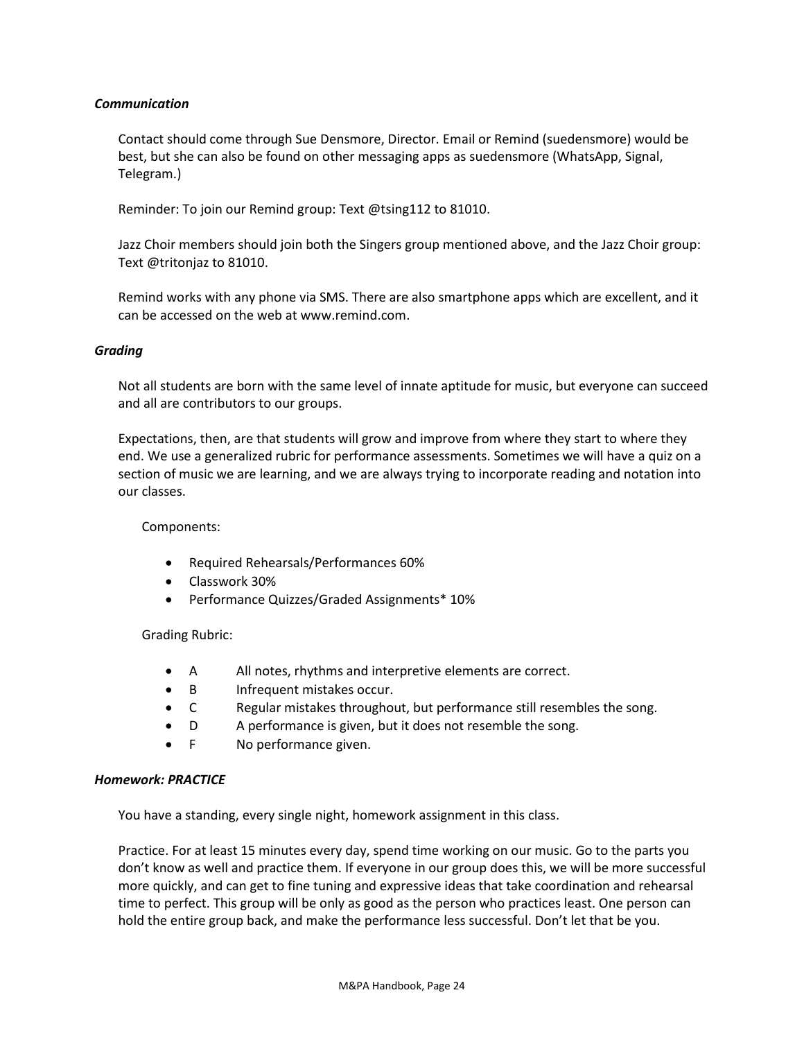***Communication***

Contact should come through Sue Densmore, Director. Email or Remind (suedensmore) would be best, but she can also be found on other messaging apps as suedensmore (WhatsApp, Signal, Telegram.)

Reminder: To join our Remind group: Text @tsing112 to 81010.

Jazz Choir members should join both the Singers group mentioned above, and the Jazz Choir group: Text @tritonjaz to 81010.

Remind works with any phone via SMS. There are also smartphone apps which are excellent, and it can be accessed on the web at www.remind.com.

***Grading***

Not all students are born with the same level of innate aptitude for music, but everyone can succeed and all are contributors to our groups.

Expectations, then, are that students will grow and improve from where they start to where they end. We use a generalized rubric for performance assessments. Sometimes we will have a quiz on a section of music we are learning, and we are always trying to incorporate reading and notation into our classes.

Components:

- Required Rehearsals/Performances 60%
- Classwork 30%
- Performance Quizzes/Graded Assignments* 10%

Grading Rubric:

- A All notes, rhythms and interpretive elements are correct.
- B Infrequent mistakes occur.
- C Regular mistakes throughout, but performance still resembles the song.
- D A performance is given, but it does not resemble the song.
- F No performance given.

***Homework: PRACTICE***

You have a standing, every single night, homework assignment in this class.

Practice. For at least 15 minutes every day, spend time working on our music. Go to the parts you don't know as well and practice them. If everyone in our group does this, we will be more successful more quickly, and can get to fine tuning and expressive ideas that take coordination and rehearsal time to perfect. This group will be only as good as the person who practices least. One person can hold the entire group back, and make the performance less successful. Don't let that be you.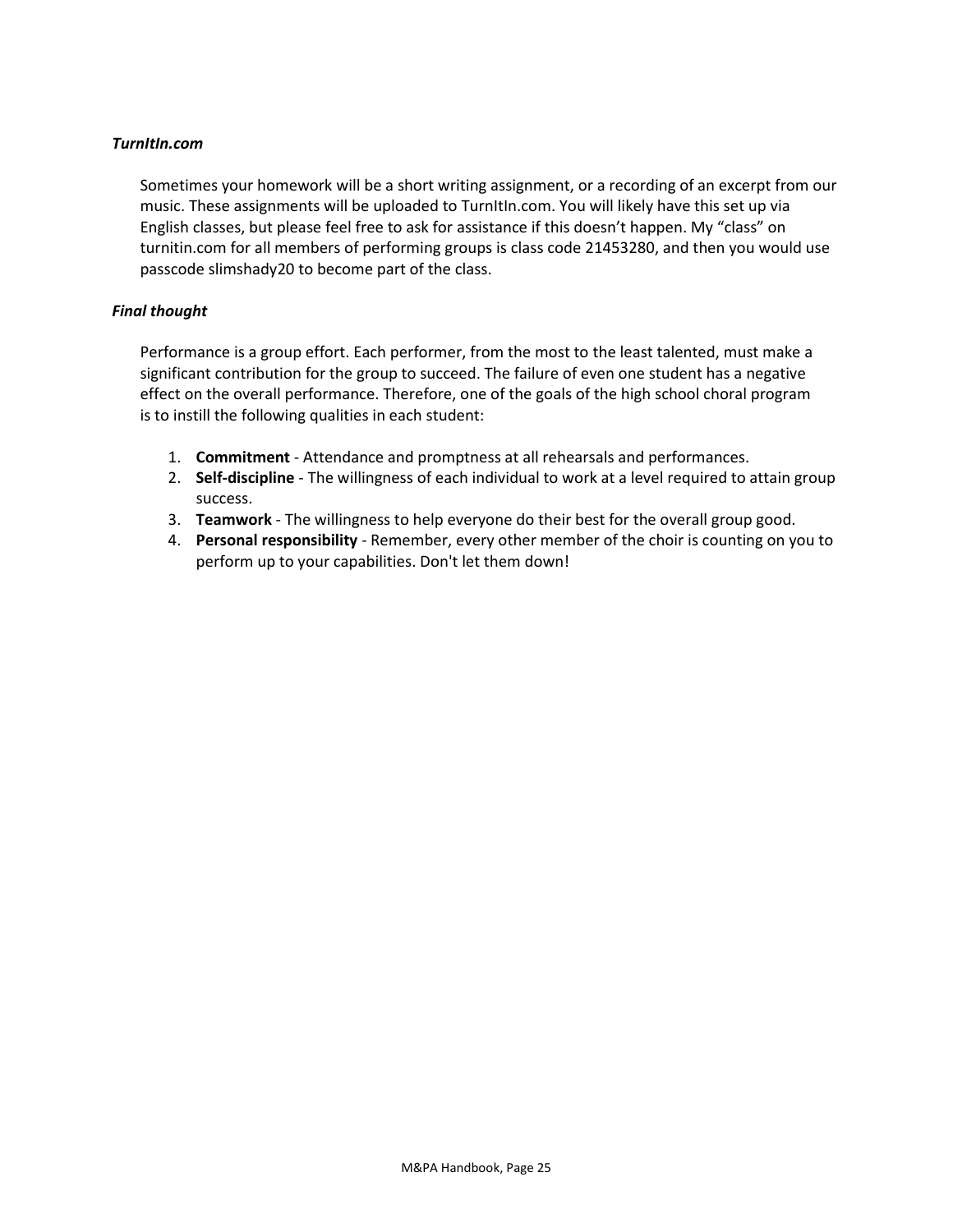***TurnItIn.com***

Sometimes your homework will be a short writing assignment, or a recording of an excerpt from our music. These assignments will be uploaded to TurnItIn.com. You will likely have this set up via English classes, but please feel free to ask for assistance if this doesn't happen. My "class" on turnitin.com for all members of performing groups is class code 21453280, and then you would use passcode slimshady20 to become part of the class.

***Final thought***

Performance is a group effort. Each performer, from the most to the least talented, must make a significant contribution for the group to succeed. The failure of even one student has a negative effect on the overall performance. Therefore, one of the goals of the high school choral program is to instill the following qualities in each student:

1. **Commitment** - Attendance and promptness at all rehearsals and performances.
2. **Self-discipline** - The willingness of each individual to work at a level required to attain group success.
3. **Teamwork** - The willingness to help everyone do their best for the overall group good.
4. **Personal responsibility** - Remember, every other member of the choir is counting on you to perform up to your capabilities. Don't let them down!